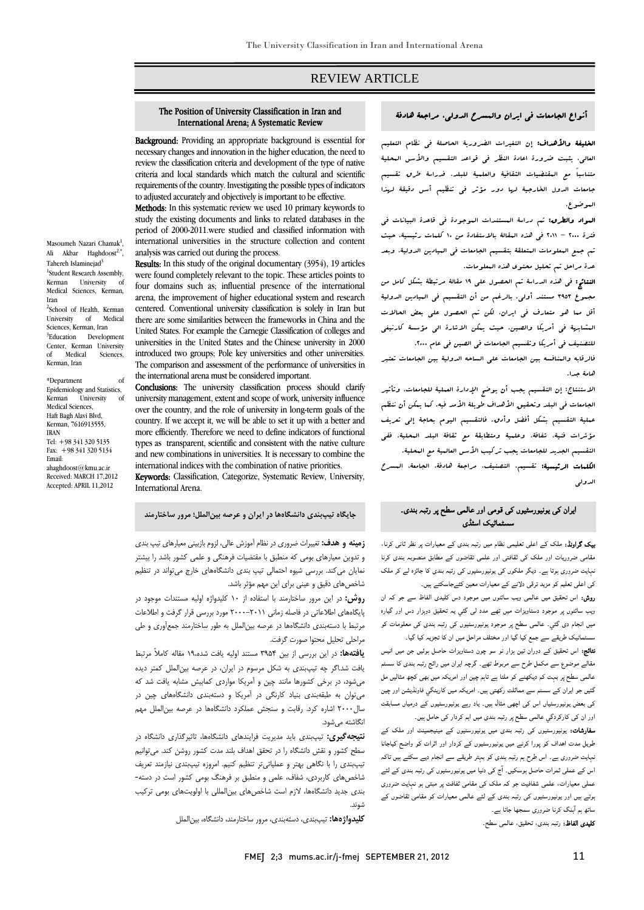# REVIEW ARTICLE

## The Position of University Classification in Iran and International Arena; A Systematic Review

Masoumeh Nazari Chamak[1], Ali Akbar Haghdoost[2,*], Tahereh Islaminejad[3]

[1]Student Research Assembly, Kerman University of Medical Sciences, Kerman, Iran

[2]School of Health, Kerman University of Medical Sciences, Kerman, Iran

[3]Education Development Center, Kerman University of Medical Sciences, Kerman, Iran

*Department of Epidemiology and Statistics, Kerman University of Medical Sciences, Haft Bagh Alavi Blvd, Kerman, 7616913555, IRAN
Tel: +98 341 320 5135
Fax: +98 341 320 5134
Email: ahaghdoost@kmu.ac.ir
Received: MARCH 17,2012
Accepted: APRIL 11,2012

**Background:** Providing an appropriate background is essential for necessary changes and innovation in the higher education, the need to review the classification criteria and development of the type of native criteria and local standards which match the cultural and scientific requirements of the country. Investigating the possible types of indicators to adjusted accurately and objectively is important to be effective.

**Methods:** In this systematic review we used 10 primary keywords to study the existing documents and links to related databases in the period of 2000-2011.were studied and classified information with international universities in the structure collection and content analysis was carried out during the process.

**Results:** In this study of the original documentary (3954), 19 articles were found completely relevant to the topic. These articles points to four domains such as; influential presence of the international arena, the improvement of higher educational system and research centered. Conventional university classification is solely in Iran but there are some similarities between the frameworks in China and the United States. For example the Carnegie Classification of colleges and universities in the United States and the Chinese university in 2000 introduced two groups; Pole key universities and other universities. The comparison and assessment of the performance of universities in the international arena must be considered important.

**Conclusions:** The university classification process should clarify university management, extent and scope of work, university influence over the country, and the role of university in long-term goals of the country. If we accept it, we will be able to set it up with a better and more efficiently. Therefore we need to define indicators of functional types as transparent, scientific and consistent with the native culture and new combinations in universities. It is necessary to combine the international indices with the combination of native priorities.

**Keywords:** Classification, Categorize, Systematic Review, University, International Arena.

## أنواع الجامعات في ايران والمسرح الدولي، مراجعة هادفة

**الخلفية والأهداف:** إن التغيرات الضرورية الحاصلة في نظام التعليم العالي، يثبت ضرورة اعادة النظر في قواعد التقسيم والأسس المحلية متناسباً مع المقتضيات الثقافية والعلمية للبلد. فدراسة طرق تقسيم جامعات الدول الخارجية لها دور مؤثر في تنظيم أسس دقيقة لهذا الموضوع.

**المواد والطرق:** تم دراسة المستندات الموجودة في قاعدة البيانات في فترة ۲۰۰۰ – ۲۰۱۱ في هذه المقالة بالاستفادة من ۱۰ كلمات رئيسية. حيث تم جمع المعلومات المتعلقة بتقسيم الجامعات في الميادين الدولية، وبعد عدة مراحل تم تحليل محتوى هذه المعلومات.

**النتائج:** في هذه الدراسة تم الحصول على ۱۹ مقالة مرتبطة بشكل كامل من مجموع ۳۹۵۳ مستند أولي. بالرغم من أن التقسيم في الميادين الدولية أقل مما هو متعارف في ايران، لكن تم الحصول على بعض الحالات المشابهة في أمريكا والصين. حيث يمكن الاشارة الى مؤسسة كارنيغي للتصنيف في أمريكا وتقسيم الجامعات في الصين في عام ۲۰۰۰.

فالرقابه والمنافسه بين الجامعات على الساحه الدولية بين الجامعات تعتبر هامة جدا.

**الاستنتاج:** إن التقسيم يجب أن يوضح الإدارة العملية للجامعات، وتأثير الجامعات في البلد وتحقيق الأهداف طويلة الأمد فيه. كما يمكن أن ننظم عملية التقسيم بشكل أفضل وأدق. فالتقسيم اليوم بحاجة إلى تعريف مؤثرات فنية، شفافة، وعلمية ومتطابقة مع ثقافة البلد المحلية. ففي التقسيم الجديد للجامعات يجب تركيب الأسس العالمية مع المحلية.

**الكلمات الرئيسية:** تقسيم، التصنيف، مراجعة هادفة، الجامعة، المسرح الدولي

## جایگاه تیپ‌بندی دانشگاه‌ها در ایران و عرصه بین‌الملل؛ مرور ساختارمند

**زمینه و هدف:** تغییرات ضروری در نظام آموزش عالی، لزوم بازبینی معیارهای تیپ بندی و تدوین معیارهای بومی که منطبق با مقتضیات فرهنگی و علمی کشور باشد را بیشتر نمایان می‌کند. بررسی شیوه احتمالی تیپ بندی دانشگاه‌های خارج می‌تواند در تنظیم شاخص‌های دقیق و عینی برای این مهم مؤثر باشد.

**روش:** در این مرور ساختارمند با استفاده از ۱۰ کلیدواژه اولیه مستندات موجود در پایگاه‌های اطلاعاتی در فاصله زمانی ۲۰۱۱–۲۰۰۰ مورد بررسی قرار گرفت و اطلاعات مرتبط با دسته‌بندی دانشگاه‌ها در عرصه بین‌الملل به طور ساختارمند جمع‌آوری و طی مراحلی تحلیل محتوا صورت گرفت.

**یافته‌ها:** در این بررسی از بین ۳۹۵۴ مستند اولیه یافت شده،۱۹ مقاله کاملاً مرتبط یافت شد.اگر چه تیپ‌بندی به شکل مرسوم در ایران، در عرصه بین‌الملل کمتر دیده می‌شود، در برخی کشورها مانند چین و آمریکا مواردی کمابیش مشابه یافت شد که می‌توان به طبقه‌بندی بنیاد کارنگی در آمریکا و دسته‌بندی دانشگاه‌های چین در سال۲۰۰۰ اشاره کرد. رقابت و سنجش عملکرد دانشگاه‌ها در عرصه بین‌الملل مهم انگاشته می‌شود.

**نتیجه‌گیری:** تیپ‌بندی باید مدیریت فرایندهای دانشگاه‌ها، تاثیرگذاری دانشگاه در سطح کشور و نقش دانشگاه را در تحقق اهداف بلند مدت کشور روشن کند. می‌توانیم تیپ‌بندی را با نگاهی بهتر و عملیاتی‌تر تنظیم کنیم. امروزه تیپ‌بندی نیازمند تعریف شاخص‌های کاربردی، شفاف، علمی و منطبق بر فرهنگ بومی کشور است در دسته-بندی جدید دانشگاه‌ها، لازم است شاخص‌های بین‌المللی با اولویت‌های بومی ترکیب شوند.

**کلیدواژه‌ها:** تیپ‌بندی، دسته‌بندی، مرور ساختارمند، دانشگاه، بین‌الملل

## ایران کی یونیورسٹیوں کی قومی اور عالمی سطح پر رتبہ بندی۔ سسٹمائیک اسٹڈی

**بیک گراونڈ:** ملک کے اعلی تعلیمی نظام میں رتبہ بندی کے معیارات پر نظر ثانی کرنا، مقامی ضروریات اور ملک کی ثقافتی اور علمی تقاضوں کے مطابق منصوبہ بندی کرنا نہایت ضروری ہوتا ہے۔ دیگر ملکوں کی یونیورسٹیوں کی رتبہ بندی کا جائزہ لے کر ملک کی اعلی تعلیم کو مزید ترقی دلانے کے معیارات معین کئےجاسکتے ہیں۔

**روش:** اس تحقیق میں عالمی ویب سائٹوں میں موجود دس کلیدی الفاظ سے جو کہ ان ویب سائٹوں پر موجود دستاویزات میں تھے مدد لی گئي یہ تحقیق دوہزار دس اور گیارہ میں انجام دی گئي۔ عالمی سطح پر موجود یونیورسٹیوں کی رتبہ بندی کی معلومات کو سسٹمائیک طریقے سے جمع کیا گیا اور مختلف مراحل میں ان کا تجزیہ کیا گیا۔

**نتائج:** اس تحقیق کے دوران تین ہزار نو سو چون دستاویزات حاصل ہوئیں جن میں انیس مقالے موضوع سے مکمل طرح سے مربوط تھے۔ گرچہ ایران میں رائج رتبہ بندی کا سسٹم عالمی سطح پر بہت کم دیکھنے کو ملتا ہے تاہم چین اور امریکہ میں بھی کچھ مثالیں مل گئيں جو ایران کے سسٹم سے مماثلت رکھتی ہیں۔ امریکہ میں کارینگی فاونڈیشن اور چین کی بعض یونیورسٹیاں اس کی اچھی مثال ہیں۔ یاد رہے یونیورسٹیوں کے درمیاں مسابقت اور ان کی کارکردگي عالمی سطح پر رتبہ بندی میں اہم کردار کی حامل ہیں۔

**سفارشات:** یونیورسٹیوں کی رتبہ بندی میں یونیورسٹیوں کے مینیجمینٹ اور ملک کے طویل مدت اہداف کو پورا کرنے میں یونیورسٹیوں کے کردار اور اثرات کو واضح کیاجانا نہایت ضروری ہے۔ اس طرح ہم رتبہ بندی کو بہتر طریقے سے انجام دے سکتے ہیں تاکہ اس کے عملی ثمرات حاصل ہوسکیں۔ آج کی دنیا میں یونیورسٹیوں کی رتبہ بندی کے لئے عملی معیارات، علمی شفافیت جو کہ ملک کی مقامی ثقافت پر مبتی ہو نہایت ضروری ہوتے ہیں اور یونیورسٹیوں کی رتبہ بندی کے لئے عالمی معیارات کو مقامی تقاضوں کے ساتھ ہم آہنگ کرنا ضروری سمجھا جاتا ہے۔

**کلیدی الفاظ:** رتبہ بندی، تحقیق، عالمی سطح۔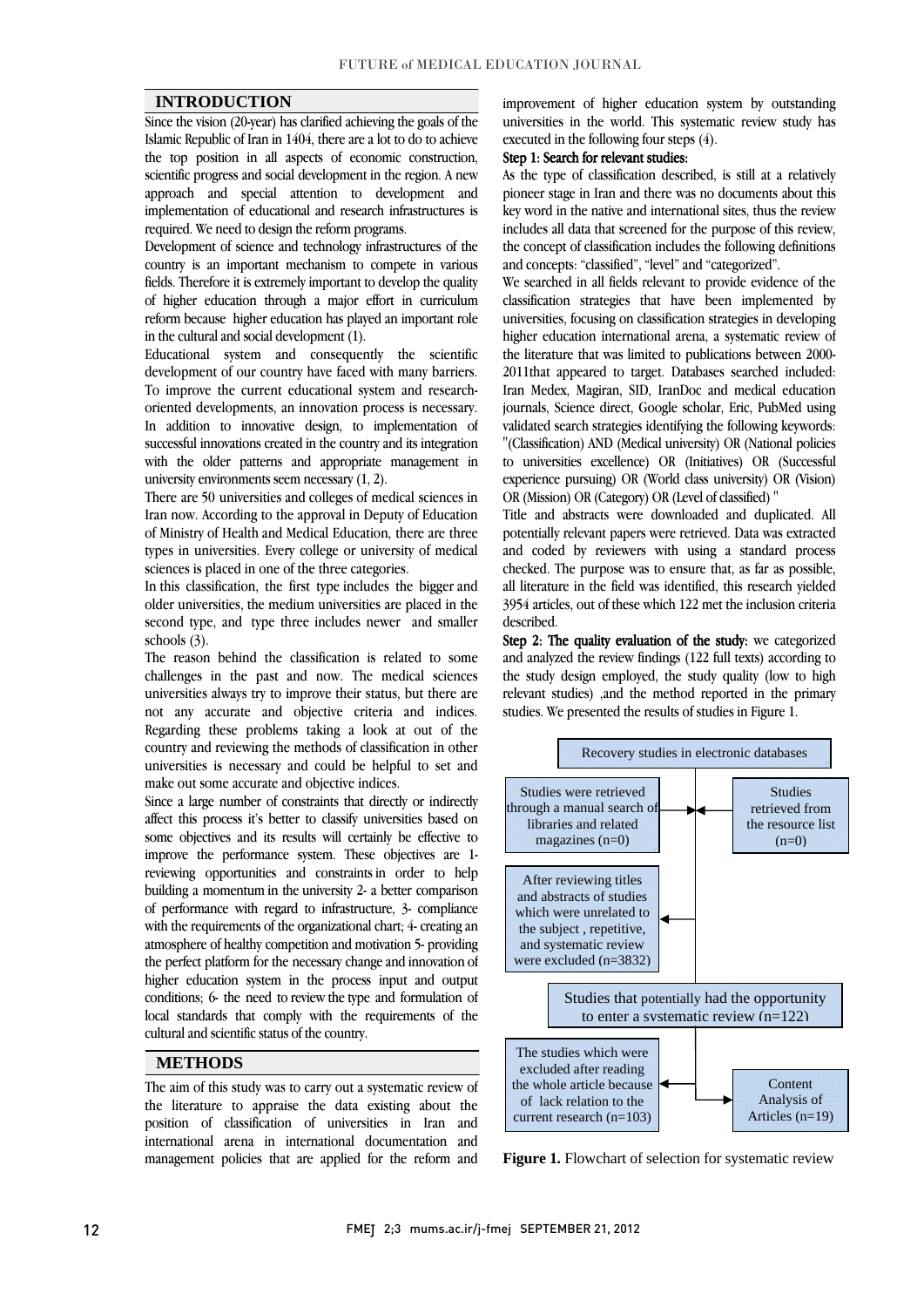## INTRODUCTION

Since the vision (20-year) has clarified achieving the goals of the Islamic Republic of Iran in 1404, there are a lot to do to achieve the top position in all aspects of economic construction, scientific progress and social development in the region. A new approach and special attention to development and implementation of educational and research infrastructures is required. We need to design the reform programs.

Development of science and technology infrastructures of the country is an important mechanism to compete in various fields. Therefore it is extremely important to develop the quality of higher education through a major effort in curriculum reform because higher education has played an important role in the cultural and social development (1).

Educational system and consequently the scientific development of our country have faced with many barriers. To improve the current educational system and research-oriented developments, an innovation process is necessary. In addition to innovative design, to implementation of successful innovations created in the country and its integration with the older patterns and appropriate management in university environments seem necessary (1, 2).

There are 50 universities and colleges of medical sciences in Iran now. According to the approval in Deputy of Education of Ministry of Health and Medical Education, there are three types in universities. Every college or university of medical sciences is placed in one of the three categories.

In this classification, the first type includes the bigger and older universities, the medium universities are placed in the second type, and type three includes newer and smaller schools (3).

The reason behind the classification is related to some challenges in the past and now. The medical sciences universities always try to improve their status, but there are not any accurate and objective criteria and indices. Regarding these problems taking a look at out of the country and reviewing the methods of classification in other universities is necessary and could be helpful to set and make out some accurate and objective indices.

Since a large number of constraints that directly or indirectly affect this process it's better to classify universities based on some objectives and its results will certainly be effective to improve the performance system. These objectives are 1- reviewing opportunities and constraints in order to help building a momentum in the university 2- a better comparison of performance with regard to infrastructure, 3- compliance with the requirements of the organizational chart; 4- creating an atmosphere of healthy competition and motivation 5- providing the perfect platform for the necessary change and innovation of higher education system in the process input and output conditions; 6- the need to review the type and formulation of local standards that comply with the requirements of the cultural and scientific status of the country.

## METHODS

The aim of this study was to carry out a systematic review of the literature to appraise the data existing about the position of classification of universities in Iran and international arena in international documentation and management policies that are applied for the reform and improvement of higher education system by outstanding universities in the world. This systematic review study has executed in the following four steps (4).

**Step 1: Search for relevant studies:**

As the type of classification described, is still at a relatively pioneer stage in Iran and there was no documents about this key word in the native and international sites, thus the review includes all data that screened for the purpose of this review, the concept of classification includes the following definitions and concepts: "classified", "level" and "categorized".

We searched in all fields relevant to provide evidence of the classification strategies that have been implemented by universities, focusing on classification strategies in developing higher education international arena, a systematic review of the literature that was limited to publications between 2000-2011that appeared to target. Databases searched included: Iran Medex, Magiran, SID, IranDoc and medical education journals, Science direct, Google scholar, Eric, PubMed using validated search strategies identifying the following keywords: "(Classification) AND (Medical university) OR (National policies to universities excellence) OR (Initiatives) OR (Successful experience pursuing) OR (World class university) OR (Vision) OR (Mission) OR (Category) OR (Level of classified) "

Title and abstracts were downloaded and duplicated. All potentially relevant papers were retrieved. Data was extracted and coded by reviewers with using a standard process checked. The purpose was to ensure that, as far as possible, all literature in the field was identified, this research yielded 3954 articles, out of these which 122 met the inclusion criteria described.

**Step 2: The quality evaluation of the study:** we categorized and analyzed the review findings (122 full texts) according to the study design employed, the study quality (low to high relevant studies) ,and the method reported in the primary studies. We presented the results of studies in Figure 1.

Recovery studies in electronic databases

Studies were retrieved through a manual search of libraries and related magazines (n=0)

Studies retrieved from the resource list (n=0)

After reviewing titles and abstracts of studies which were unrelated to the subject , repetitive, and systematic review were excluded (n=3832)

Studies that potentially had the opportunity to enter a systematic review (n=122)

The studies which were excluded after reading the whole article because of lack relation to the current research (n=103)

Content Analysis of Articles (n=19)

**Figure 1.** Flowchart of selection for systematic review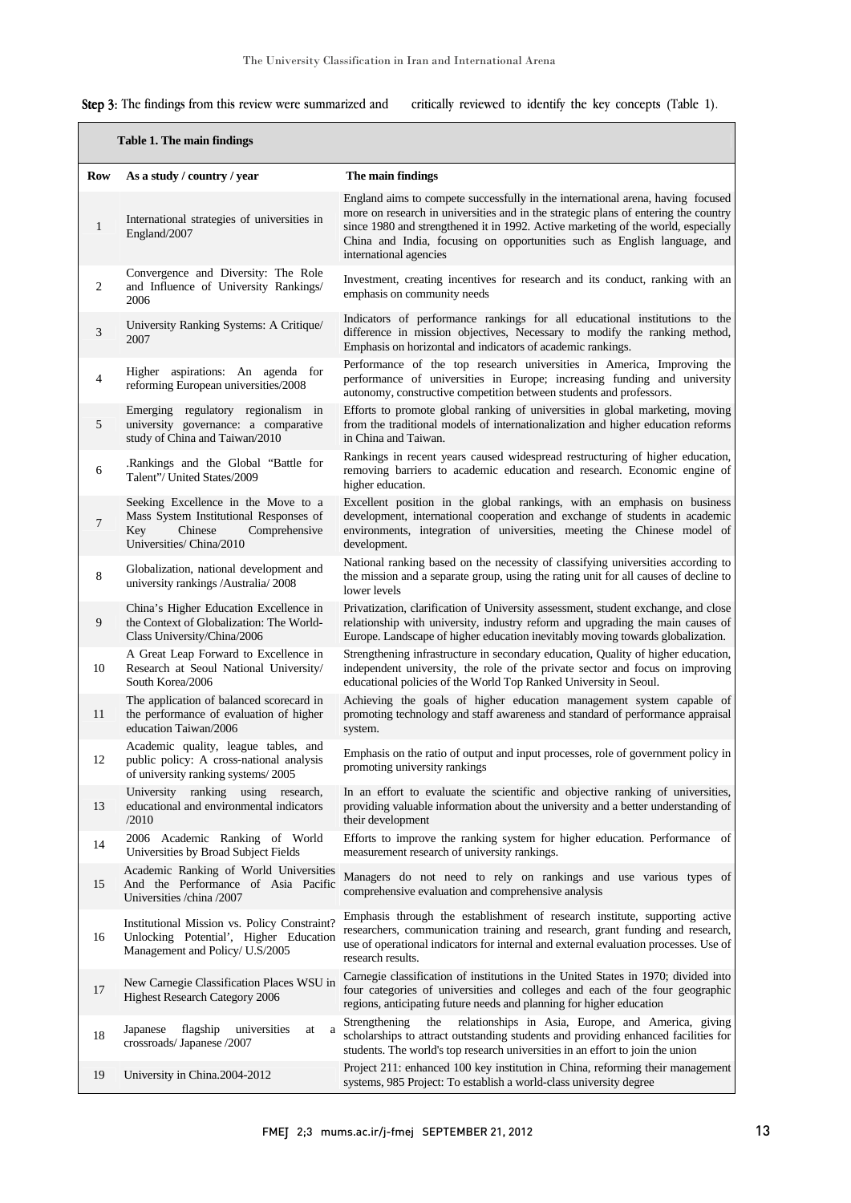**Step 3**: The findings from this review were summarized and critically reviewed to identify the key concepts (Table 1).

**Table 1. The main findings**

| Row | As a study / country / year | The main findings |
|---|---|---|
| 1 | International strategies of universities in England/2007 | England aims to compete successfully in the international arena, having focused more on research in universities and in the strategic plans of entering the country since 1980 and strengthened it in 1992. Active marketing of the world, especially China and India, focusing on opportunities such as English language, and international agencies |
| 2 | Convergence and Diversity: The Role and Influence of University Rankings/ 2006 | Investment, creating incentives for research and its conduct, ranking with an emphasis on community needs |
| 3 | University Ranking Systems: A Critique/ 2007 | Indicators of performance rankings for all educational institutions to the difference in mission objectives, Necessary to modify the ranking method, Emphasis on horizontal and indicators of academic rankings. |
| 4 | Higher aspirations: An agenda for reforming European universities/2008 | Performance of the top research universities in America, Improving the performance of universities in Europe; increasing funding and university autonomy, constructive competition between students and professors. |
| 5 | Emerging regulatory regionalism in university governance: a comparative study of China and Taiwan/2010 | Efforts to promote global ranking of universities in global marketing, moving from the traditional models of internationalization and higher education reforms in China and Taiwan. |
| 6 | .Rankings and the Global "Battle for Talent"/ United States/2009 | Rankings in recent years caused widespread restructuring of higher education, removing barriers to academic education and research. Economic engine of higher education. |
| 7 | Seeking Excellence in the Move to a Mass System Institutional Responses of Key Chinese Comprehensive Universities/ China/2010 | Excellent position in the global rankings, with an emphasis on business development, international cooperation and exchange of students in academic environments, integration of universities, meeting the Chinese model of development. |
| 8 | Globalization, national development and university rankings /Australia/ 2008 | National ranking based on the necessity of classifying universities according to the mission and a separate group, using the rating unit for all causes of decline to lower levels |
| 9 | China's Higher Education Excellence in the Context of Globalization: The World-Class University/China/2006 | Privatization, clarification of University assessment, student exchange, and close relationship with university, industry reform and upgrading the main causes of Europe. Landscape of higher education inevitably moving towards globalization. |
| 10 | A Great Leap Forward to Excellence in Research at Seoul National University/ South Korea/2006 | Strengthening infrastructure in secondary education, Quality of higher education, independent university, the role of the private sector and focus on improving educational policies of the World Top Ranked University in Seoul. |
| 11 | The application of balanced scorecard in the performance of evaluation of higher education Taiwan/2006 | Achieving the goals of higher education management system capable of promoting technology and staff awareness and standard of performance appraisal system. |
| 12 | Academic quality, league tables, and public policy: A cross-national analysis of university ranking systems/ 2005 | Emphasis on the ratio of output and input processes, role of government policy in promoting university rankings |
| 13 | University ranking using research, educational and environmental indicators /2010 | In an effort to evaluate the scientific and objective ranking of universities, providing valuable information about the university and a better understanding of their development |
| 14 | 2006 Academic Ranking of World Universities by Broad Subject Fields | Efforts to improve the ranking system for higher education. Performance of measurement research of university rankings. |
| 15 | Academic Ranking of World Universities And the Performance of Asia Pacific Universities /china /2007 | Managers do not need to rely on rankings and use various types of comprehensive evaluation and comprehensive analysis |
| 16 | Institutional Mission vs. Policy Constraint? Unlocking Potential', Higher Education Management and Policy/ U.S/2005 | Emphasis through the establishment of research institute, supporting active researchers, communication training and research, grant funding and research, use of operational indicators for internal and external evaluation processes. Use of research results. |
| 17 | New Carnegie Classification Places WSU in Highest Research Category 2006 | Carnegie classification of institutions in the United States in 1970; divided into four categories of universities and colleges and each of the four geographic regions, anticipating future needs and planning for higher education |
| 18 | Japanese flagship universities at a crossroads/ Japanese /2007 | Strengthening the relationships in Asia, Europe, and America, giving scholarships to attract outstanding students and providing enhanced facilities for students. The world's top research universities in an effort to join the union |
| 19 | University in China.2004-2012 | Project 211: enhanced 100 key institution in China, reforming their management systems, 985 Project: To establish a world-class university degree |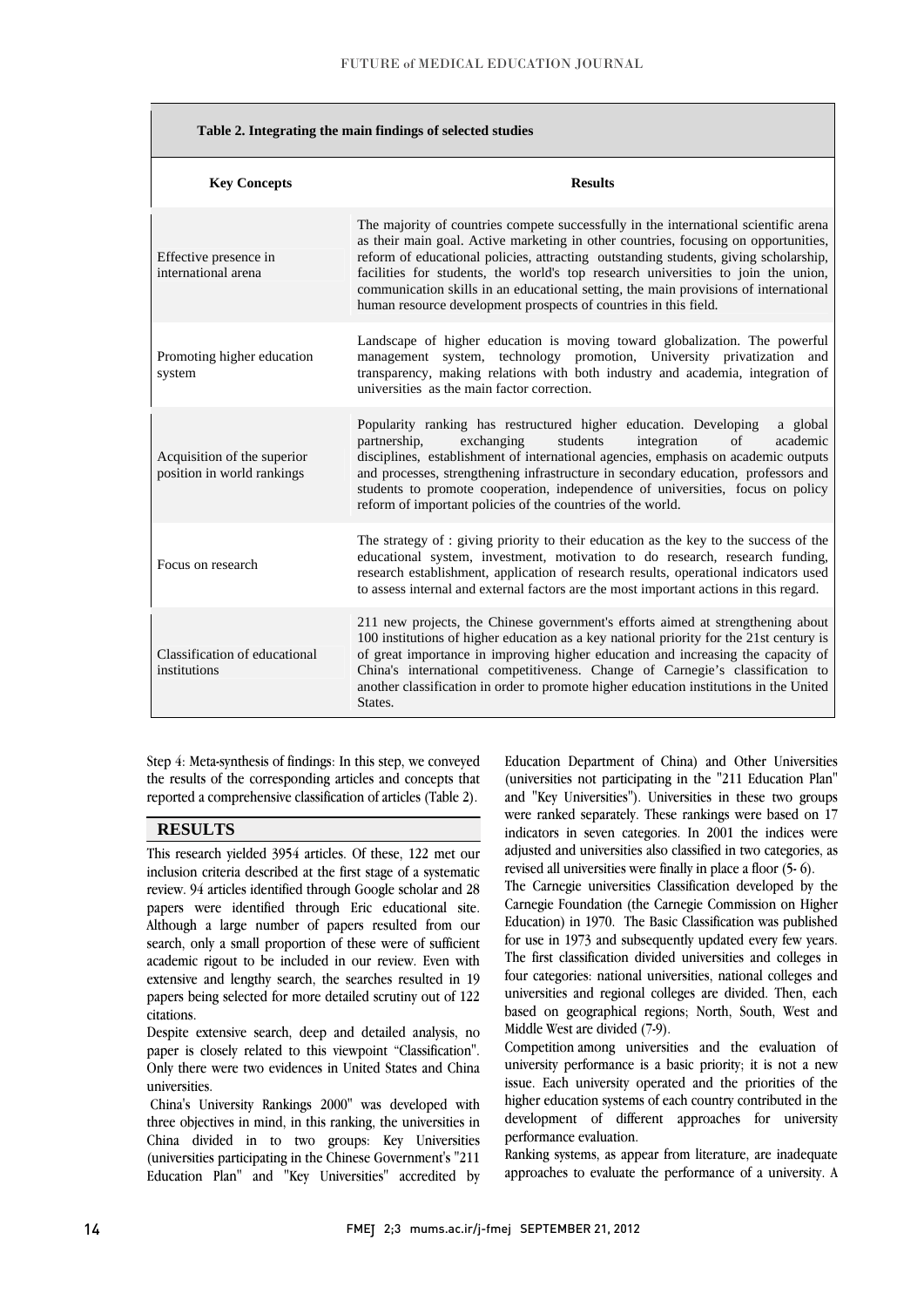**Table 2. Integrating the main findings of selected studies**

| Key Concepts | Results |
|---|---|
| Effective presence in international arena | The majority of countries compete successfully in the international scientific arena as their main goal. Active marketing in other countries, focusing on opportunities, reform of educational policies, attracting outstanding students, giving scholarship, facilities for students, the world's top research universities to join the union, communication skills in an educational setting, the main provisions of international human resource development prospects of countries in this field. |
| Promoting higher education system | Landscape of higher education is moving toward globalization. The powerful management system, technology promotion, University privatization and transparency, making relations with both industry and academia, integration of universities as the main factor correction. |
| Acquisition of the superior position in world rankings | Popularity ranking has restructured higher education. Developing a global partnership, exchanging students integration of academic disciplines, establishment of international agencies, emphasis on academic outputs and processes, strengthening infrastructure in secondary education, professors and students to promote cooperation, independence of universities, focus on policy reform of important policies of the countries of the world. |
| Focus on research | The strategy of : giving priority to their education as the key to the success of the educational system, investment, motivation to do research, research funding, research establishment, application of research results, operational indicators used to assess internal and external factors are the most important actions in this regard. |
| Classification of educational institutions | 211 new projects, the Chinese government's efforts aimed at strengthening about 100 institutions of higher education as a key national priority for the 21st century is of great importance in improving higher education and increasing the capacity of China's international competitiveness. Change of Carnegie's classification to another classification in order to promote higher education institutions in the United States. |

Step 4: Meta-synthesis of findings: In this step, we conveyed the results of the corresponding articles and concepts that reported a comprehensive classification of articles (Table 2).

## RESULTS

This research yielded 3954 articles. Of these, 122 met our inclusion criteria described at the first stage of a systematic review. 94 articles identified through Google scholar and 28 papers were identified through Eric educational site. Although a large number of papers resulted from our search, only a small proportion of these were of sufficient academic rigout to be included in our review. Even with extensive and lengthy search, the searches resulted in 19 papers being selected for more detailed scrutiny out of 122 citations.

Despite extensive search, deep and detailed analysis, no paper is closely related to this viewpoint "Classification". Only there were two evidences in United States and China universities.

China's University Rankings 2000" was developed with three objectives in mind, in this ranking, the universities in China divided in to two groups: Key Universities (universities participating in the Chinese Government's "211 Education Plan" and "Key Universities" accredited by Education Department of China) and Other Universities (universities not participating in the "211 Education Plan" and "Key Universities"). Universities in these two groups were ranked separately. These rankings were based on 17 indicators in seven categories. In 2001 the indices were adjusted and universities also classified in two categories, as revised all universities were finally in place a floor (5- 6).

The Carnegie universities Classification developed by the Carnegie Foundation (the Carnegie Commission on Higher Education) in 1970. The Basic Classification was published for use in 1973 and subsequently updated every few years. The first classification divided universities and colleges in four categories: national universities, national colleges and universities and regional colleges are divided. Then, each based on geographical regions; North, South, West and Middle West are divided (7-9).

Competition among universities and the evaluation of university performance is a basic priority; it is not a new issue. Each university operated and the priorities of the higher education systems of each country contributed in the development of different approaches for university performance evaluation.

Ranking systems, as appear from literature, are inadequate approaches to evaluate the performance of a university. A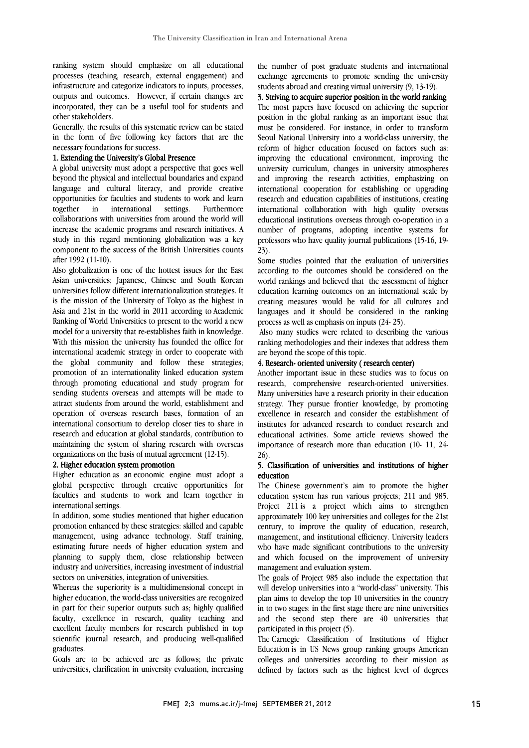ranking system should emphasize on all educational processes (teaching, research, external engagement) and infrastructure and categorize indicators to inputs, processes, outputs and outcomes. However, if certain changes are incorporated, they can be a useful tool for students and other stakeholders.

Generally, the results of this systematic review can be stated in the form of five following key factors that are the necessary foundations for success.

**1. Extending the University's Global Presence**

A global university must adopt a perspective that goes well beyond the physical and intellectual boundaries and expand language and cultural literacy, and provide creative opportunities for faculties and students to work and learn together in international settings. Furthermore collaborations with universities from around the world will increase the academic programs and research initiatives. A study in this regard mentioning globalization was a key component to the success of the British Universities counts after 1992 (11-10).

Also globalization is one of the hottest issues for the East Asian universities; Japanese, Chinese and South Korean universities follow different internationalization strategies. It is the mission of the University of Tokyo as the highest in Asia and 21st in the world in 2011 according to Academic Ranking of World Universities to present to the world a new model for a university that re-establishes faith in knowledge. With this mission the university has founded the office for international academic strategy in order to cooperate with the global community and follow these strategies; promotion of an internationality linked education system through promoting educational and study program for sending students overseas and attempts will be made to attract students from around the world, establishment and operation of overseas research bases, formation of an international consortium to develop closer ties to share in research and education at global standards, contribution to maintaining the system of sharing research with overseas organizations on the basis of mutual agreement (12-15).

**2. Higher education system promotion**

Higher education as an economic engine must adopt a global perspective through creative opportunities for faculties and students to work and learn together in international settings.

In addition, some studies mentioned that higher education promotion enhanced by these strategies: skilled and capable management, using advance technology. Staff training, estimating future needs of higher education system and planning to supply them, close relationship between industry and universities, increasing investment of industrial sectors on universities, integration of universities.

Whereas the superiority is a multidimensional concept in higher education, the world-class universities are recognized in part for their superior outputs such as; highly qualified faculty, excellence in research, quality teaching and excellent faculty members for research published in top scientific journal research, and producing well-qualified graduates.

Goals are to be achieved are as follows; the private universities, clarification in university evaluation, increasing the number of post graduate students and international exchange agreements to promote sending the university students abroad and creating virtual university (9, 13-19).

**3. Striving to acquire superior position in the world ranking**

The most papers have focused on achieving the superior position in the global ranking as an important issue that must be considered. For instance, in order to transform Seoul National University into a world-class university, the reform of higher education focused on factors such as: improving the educational environment, improving the university curriculum, changes in university atmospheres and improving the research activities, emphasizing on international cooperation for establishing or upgrading research and education capabilities of institutions, creating international collaboration with high quality overseas educational institutions overseas through co-operation in a number of programs, adopting incentive systems for professors who have quality journal publications (15-16, 19-23).

Some studies pointed that the evaluation of universities according to the outcomes should be considered on the world rankings and believed that the assessment of higher education learning outcomes on an international scale by creating measures would be valid for all cultures and languages and it should be considered in the ranking process as well as emphasis on inputs (24- 25).

Also many studies were related to describing the various ranking methodologies and their indexes that address them are beyond the scope of this topic.

**4. Research- oriented university ( research center)**

Another important issue in these studies was to focus on research, comprehensive research-oriented universities. Many universities have a research priority in their education strategy. They pursue frontier knowledge, by promoting excellence in research and consider the establishment of institutes for advanced research to conduct research and educational activities. Some article reviews showed the importance of research more than education (10- 11, 24-26).

**5. Classification of universities and institutions of higher education**

The Chinese government's aim to promote the higher education system has run various projects; 211 and 985. Project 211 is a project which aims to strengthen approximately 100 key universities and colleges for the 21st century, to improve the quality of education, research, management, and institutional efficiency. University leaders who have made significant contributions to the university and which focused on the improvement of university management and evaluation system.

The goals of Project 985 also include the expectation that will develop universities into a "world-class" university. This plan aims to develop the top 10 universities in the country in to two stages: in the first stage there are nine universities and the second step there are 40 universities that participated in this project (5).

The Carnegie Classification of Institutions of Higher Education is in US News group ranking groups American colleges and universities according to their mission as defined by factors such as the highest level of degrees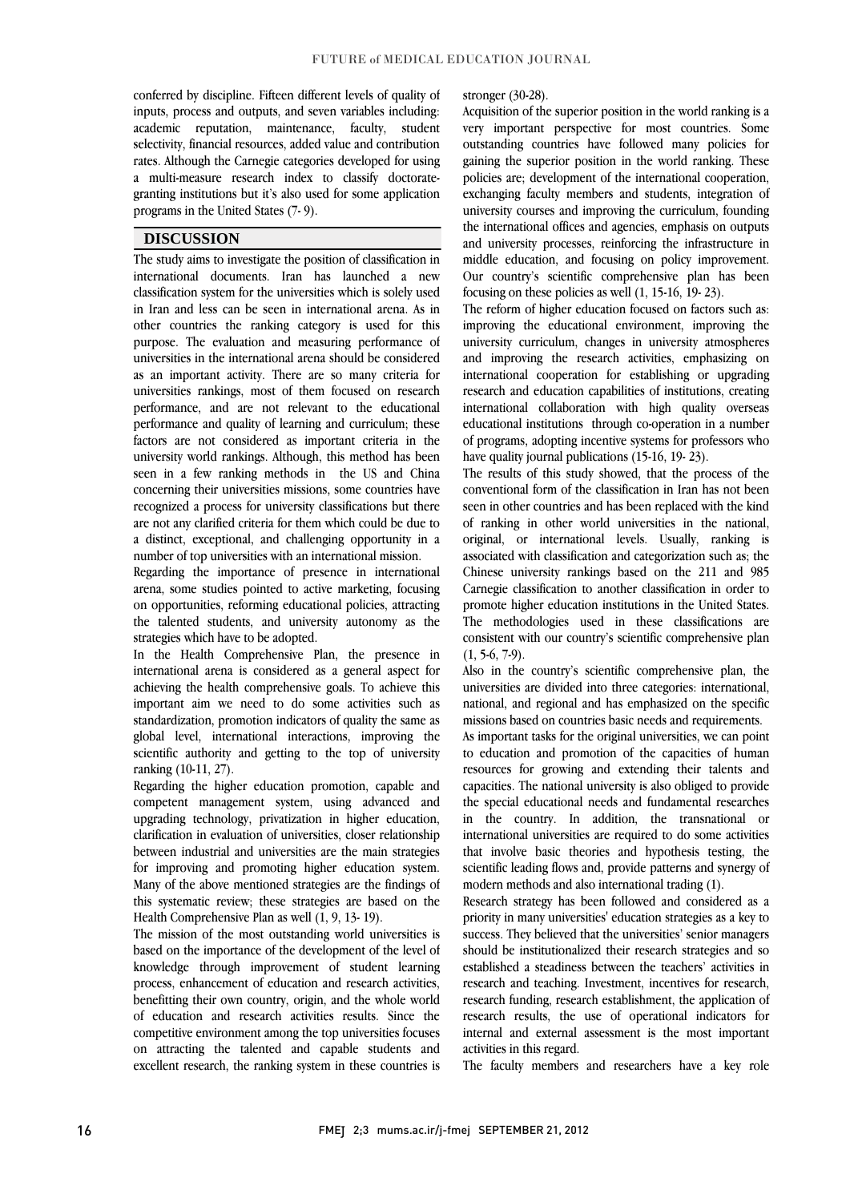conferred by discipline. Fifteen different levels of quality of inputs, process and outputs, and seven variables including: academic reputation, maintenance, faculty, student selectivity, financial resources, added value and contribution rates. Although the Carnegie categories developed for using a multi-measure research index to classify doctorate-granting institutions but it's also used for some application programs in the United States (7- 9).

## DISCUSSION

The study aims to investigate the position of classification in international documents. Iran has launched a new classification system for the universities which is solely used in Iran and less can be seen in international arena. As in other countries the ranking category is used for this purpose. The evaluation and measuring performance of universities in the international arena should be considered as an important activity. There are so many criteria for universities rankings, most of them focused on research performance, and are not relevant to the educational performance and quality of learning and curriculum; these factors are not considered as important criteria in the university world rankings. Although, this method has been seen in a few ranking methods in the US and China concerning their universities missions, some countries have recognized a process for university classifications but there are not any clarified criteria for them which could be due to a distinct, exceptional, and challenging opportunity in a number of top universities with an international mission.

Regarding the importance of presence in international arena, some studies pointed to active marketing, focusing on opportunities, reforming educational policies, attracting the talented students, and university autonomy as the strategies which have to be adopted.

In the Health Comprehensive Plan, the presence in international arena is considered as a general aspect for achieving the health comprehensive goals. To achieve this important aim we need to do some activities such as standardization, promotion indicators of quality the same as global level, international interactions, improving the scientific authority and getting to the top of university ranking (10-11, 27).

Regarding the higher education promotion, capable and competent management system, using advanced and upgrading technology, privatization in higher education, clarification in evaluation of universities, closer relationship between industrial and universities are the main strategies for improving and promoting higher education system. Many of the above mentioned strategies are the findings of this systematic review; these strategies are based on the Health Comprehensive Plan as well (1, 9, 13- 19).

The mission of the most outstanding world universities is based on the importance of the development of the level of knowledge through improvement of student learning process, enhancement of education and research activities, benefitting their own country, origin, and the whole world of education and research activities results. Since the competitive environment among the top universities focuses on attracting the talented and capable students and excellent research, the ranking system in these countries is stronger (30-28).

Acquisition of the superior position in the world ranking is a very important perspective for most countries. Some outstanding countries have followed many policies for gaining the superior position in the world ranking. These policies are; development of the international cooperation, exchanging faculty members and students, integration of university courses and improving the curriculum, founding the international offices and agencies, emphasis on outputs and university processes, reinforcing the infrastructure in middle education, and focusing on policy improvement. Our country's scientific comprehensive plan has been focusing on these policies as well (1, 15-16, 19- 23).

The reform of higher education focused on factors such as: improving the educational environment, improving the university curriculum, changes in university atmospheres and improving the research activities, emphasizing on international cooperation for establishing or upgrading research and education capabilities of institutions, creating international collaboration with high quality overseas educational institutions through co-operation in a number of programs, adopting incentive systems for professors who have quality journal publications (15-16, 19- 23).

The results of this study showed, that the process of the conventional form of the classification in Iran has not been seen in other countries and has been replaced with the kind of ranking in other world universities in the national, original, or international levels. Usually, ranking is associated with classification and categorization such as; the Chinese university rankings based on the 211 and 985 Carnegie classification to another classification in order to promote higher education institutions in the United States. The methodologies used in these classifications are consistent with our country's scientific comprehensive plan (1, 5-6, 7-9).

Also in the country's scientific comprehensive plan, the universities are divided into three categories: international, national, and regional and has emphasized on the specific missions based on countries basic needs and requirements.

As important tasks for the original universities, we can point to education and promotion of the capacities of human resources for growing and extending their talents and capacities. The national university is also obliged to provide the special educational needs and fundamental researches in the country. In addition, the transnational or international universities are required to do some activities that involve basic theories and hypothesis testing, the scientific leading flows and, provide patterns and synergy of modern methods and also international trading (1).

Research strategy has been followed and considered as a priority in many universities' education strategies as a key to success. They believed that the universities' senior managers should be institutionalized their research strategies and so established a steadiness between the teachers' activities in research and teaching. Investment, incentives for research, research funding, research establishment, the application of research results, the use of operational indicators for internal and external assessment is the most important activities in this regard.

The faculty members and researchers have a key role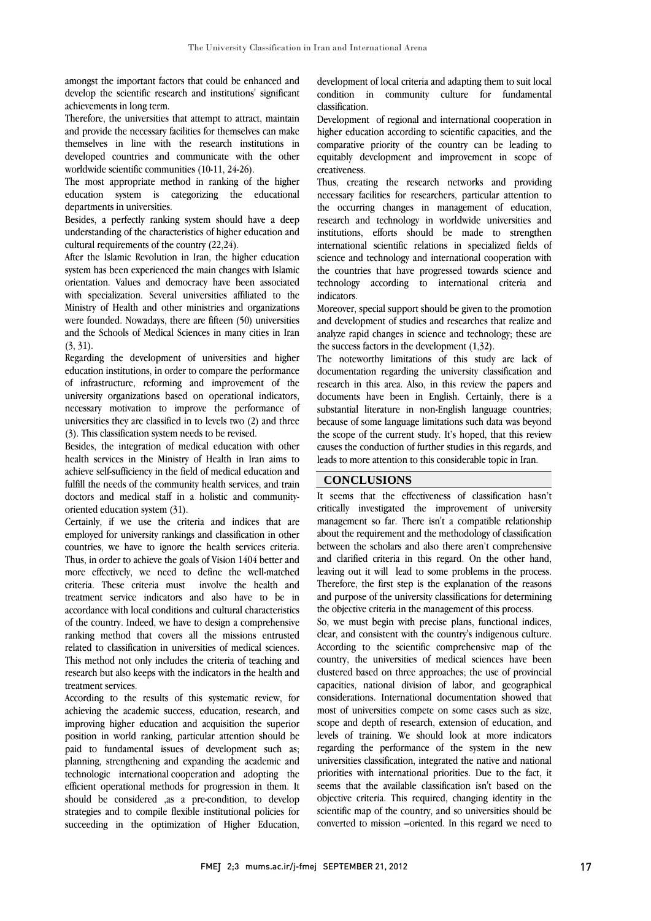amongst the important factors that could be enhanced and develop the scientific research and institutions' significant achievements in long term.

Therefore, the universities that attempt to attract, maintain and provide the necessary facilities for themselves can make themselves in line with the research institutions in developed countries and communicate with the other worldwide scientific communities (10-11, 24-26).

The most appropriate method in ranking of the higher education system is categorizing the educational departments in universities.

Besides, a perfectly ranking system should have a deep understanding of the characteristics of higher education and cultural requirements of the country (22,24).

After the Islamic Revolution in Iran, the higher education system has been experienced the main changes with Islamic orientation. Values and democracy have been associated with specialization. Several universities affiliated to the Ministry of Health and other ministries and organizations were founded. Nowadays, there are fifteen (50) universities and the Schools of Medical Sciences in many cities in Iran (3, 31).

Regarding the development of universities and higher education institutions, in order to compare the performance of infrastructure, reforming and improvement of the university organizations based on operational indicators, necessary motivation to improve the performance of universities they are classified in to levels two (2) and three (3). This classification system needs to be revised.

Besides, the integration of medical education with other health services in the Ministry of Health in Iran aims to achieve self-sufficiency in the field of medical education and fulfill the needs of the community health services, and train doctors and medical staff in a holistic and community-oriented education system (31).

Certainly, if we use the criteria and indices that are employed for university rankings and classification in other countries, we have to ignore the health services criteria. Thus, in order to achieve the goals of Vision 1404 better and more effectively, we need to define the well-matched criteria. These criteria must involve the health and treatment service indicators and also have to be in accordance with local conditions and cultural characteristics of the country. Indeed, we have to design a comprehensive ranking method that covers all the missions entrusted related to classification in universities of medical sciences. This method not only includes the criteria of teaching and research but also keeps with the indicators in the health and treatment services.

According to the results of this systematic review, for achieving the academic success, education, research, and improving higher education and acquisition the superior position in world ranking, particular attention should be paid to fundamental issues of development such as; planning, strengthening and expanding the academic and technologic international cooperation and adopting the efficient operational methods for progression in them. It should be considered ,as a pre-condition, to develop strategies and to compile flexible institutional policies for succeeding in the optimization of Higher Education, development of local criteria and adapting them to suit local condition in community culture for fundamental classification.

Development of regional and international cooperation in higher education according to scientific capacities, and the comparative priority of the country can be leading to equitably development and improvement in scope of creativeness.

Thus, creating the research networks and providing necessary facilities for researchers, particular attention to the occurring changes in management of education, research and technology in worldwide universities and institutions, efforts should be made to strengthen international scientific relations in specialized fields of science and technology and international cooperation with the countries that have progressed towards science and technology according to international criteria and indicators.

Moreover, special support should be given to the promotion and development of studies and researches that realize and analyze rapid changes in science and technology; these are the success factors in the development (1,32).

The noteworthy limitations of this study are lack of documentation regarding the university classification and research in this area. Also, in this review the papers and documents have been in English. Certainly, there is a substantial literature in non-English language countries; because of some language limitations such data was beyond the scope of the current study. It's hoped, that this review causes the conduction of further studies in this regards, and leads to more attention to this considerable topic in Iran.

## CONCLUSIONS

It seems that the effectiveness of classification hasn't critically investigated the improvement of university management so far. There isn't a compatible relationship about the requirement and the methodology of classification between the scholars and also there aren't comprehensive and clarified criteria in this regard. On the other hand, leaving out it will lead to some problems in the process. Therefore, the first step is the explanation of the reasons and purpose of the university classifications for determining the objective criteria in the management of this process.

So, we must begin with precise plans, functional indices, clear, and consistent with the country's indigenous culture. According to the scientific comprehensive map of the country, the universities of medical sciences have been clustered based on three approaches; the use of provincial capacities, national division of labor, and geographical considerations. International documentation showed that most of universities compete on some cases such as size, scope and depth of research, extension of education, and levels of training. We should look at more indicators regarding the performance of the system in the new universities classification, integrated the native and national priorities with international priorities. Due to the fact, it seems that the available classification isn't based on the objective criteria. This required, changing identity in the scientific map of the country, and so universities should be converted to mission –oriented. In this regard we need to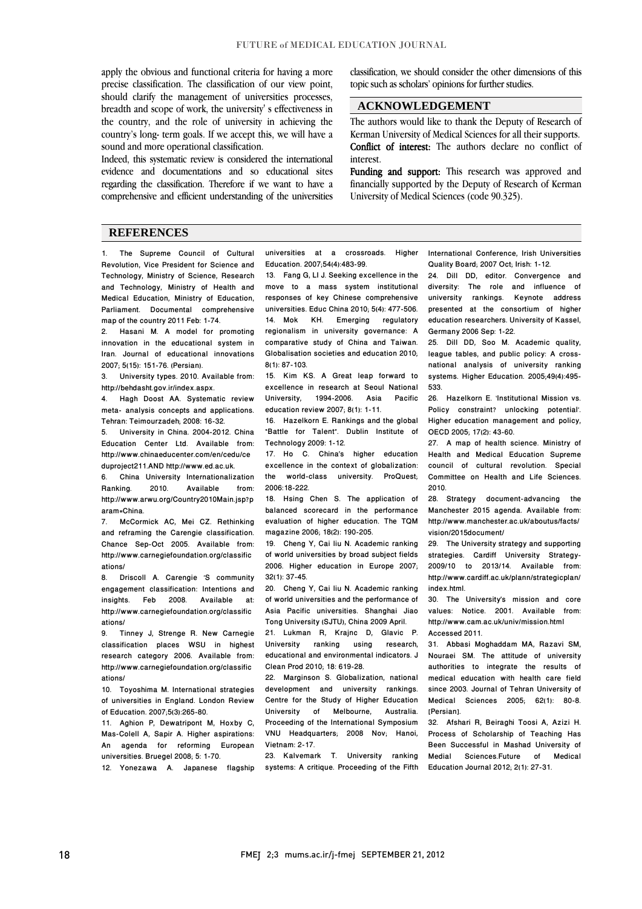apply the obvious and functional criteria for having a more precise classification. The classification of our view point, should clarify the management of universities processes, breadth and scope of work, the university' s effectiveness in the country, and the role of university in achieving the country's long- term goals. If we accept this, we will have a sound and more operational classification.

Indeed, this systematic review is considered the international evidence and documentations and so educational sites regarding the classification. Therefore if we want to have a comprehensive and efficient understanding of the universities classification, we should consider the other dimensions of this topic such as scholars' opinions for further studies.

## ACKNOWLEDGEMENT

The authors would like to thank the Deputy of Research of Kerman University of Medical Sciences for all their supports.

**Conflict of interest:** The authors declare no conflict of interest.

**Funding and support:** This research was approved and financially supported by the Deputy of Research of Kerman University of Medical Sciences (code 90.325).

## REFERENCES

1. The Supreme Council of Cultural Revolution, Vice President for Science and Technology, Ministry of Science, Research and Technology, Ministry of Health and Medical Education, Ministry of Education, Parliament. Documental comprehensive map of the country 2011 Feb: 1-74.
2. Hasani M. A model for promoting innovation in the educational system in Iran. Journal of educational innovations 2007; 5(15): 151-76. (Persian).
3. University types. 2010. Available from: http://behdasht.gov.ir/index.aspx.
4. Hagh Doost AA. Systematic review meta- analysis concepts and applications. Tehran: Teimourzadeh; 2008: 16-32.
5. University in China. 2004-2012. China Education Center Ltd. Available from: http://www.chinaeducenter.com/en/cedu/ceduproject211.AND http://www.ed.ac.uk.
6. China University Internationalization Ranking. 2010. Available from: http://www.arwu.org/Country2010Main.jsp?param=China.
7. McCormick AC, Mei CZ. Rethinking and reframing the Carengie classification. Chance Sep-Oct 2005. Available from: http://www.carnegiefoundation.org/classifications/
8. Driscoll A. Carengie 'S community engagement classification: Intentions and insights. Feb 2008. Available at: http://www.carnegiefoundation.org/classifications/
9. Tinney J, Strenge R. New Carnegie classification places WSU in highest research category 2006. Available from: http://www.carnegiefoundation.org/classifications/
10. Toyoshima M. International strategies of universities in England. London Review of Education. 2007;5(3):265-80.
11. Aghion P, Dewatripont M, Hoxby C, Mas-Colell A, Sapir A. Higher aspirations: An agenda for reforming European universities. Bruegel 2008; 5: 1-70.
12. Yonezawa A. Japanese flagship universities at a crossroads. Higher Education. 2007;54(4):483-99.
13. Fang G, LI J. Seeking excellence in the move to a mass system institutional responses of key Chinese comprehensive universities. Educ China 2010; 5(4): 477-506.
14. Mok KH. Emerging regulatory regionalism in university governance: A comparative study of China and Taiwan. Globalisation societies and education 2010; 8(1): 87-103.
15. Kim KS. A Great leap forward to excellence in research at Seoul National University, 1994-2006. Asia Pacific education review 2007; 8(1): 1-11.
16. Hazelkorn E. Rankings and the global "Battle for Talent". Dublin Institute of Technology 2009: 1-12.
17. Ho C. China's higher education excellence in the context of globalization: the world-class university. ProQuest; 2006:18-222.
18. Hsing Chen S. The application of balanced scorecard in the performance evaluation of higher education. The TQM magazine 2006; 18(2): 190-205.
19. Cheng Y, Cai liu N. Academic ranking of world universities by broad subject fields 2006. Higher education in Europe 2007; 32(1): 37-45.
20. Cheng Y, Cai liu N. Academic ranking of world universities and the performance of Asia Pacific universities. Shanghai Jiao Tong University (SJTU), China 2009 April.
21. Lukman R, Krajnc D, Glavic P. University ranking using research, educational and environmental indicators. J Clean Prod 2010; 18: 619-28.
22. Marginson S. Globalization, national development and university rankings. Centre for the Study of Higher Education University of Melbourne, Australia. Proceeding of the International Symposium VNU Headquarters; 2008 Nov; Hanoi, Vietnam: 2-17.
23. Kalvemark T. University ranking systems: A critique. Proceeding of the Fifth International Conference, Irish Universities Quality Board; 2007 Oct; Irish: 1-12.
24. Dill DD, editor. Convergence and diversity: The role and influence of university rankings. Keynote address presented at the consortium of higher education researchers. University of Kassel, Germany 2006 Sep: 1-22.
25. Dill DD, Soo M. Academic quality, league tables, and public policy: A cross-national analysis of university ranking systems. Higher Education. 2005;49(4):495-533.
26. Hazelkorn E. 'Institutional Mission vs. Policy constraint? unlocking potential'. Higher education management and policy, OECD 2005; 17(2): 43-60.
27. A map of health science. Ministry of Health and Medical Education Supreme council of cultural revolution. Special Committee on Health and Life Sciences. 2010.
28. Strategy document-advancing the Manchester 2015 agenda. Available from: http://www.manchester.ac.uk/aboutus/facts/vision/2015document/
29. The University strategy and supporting strategies. Cardiff University Strategy-2009/10 to 2013/14. Available from: http://www.cardiff.ac.uk/plann/strategicplan/index.html.
30. The University's mission and core values: Notice. 2001. Available from: http://www.cam.ac.uk/univ/mission.html Accessed 2011.
31. Abbasi Moghaddam MA, Razavi SM, Nouraei SM. The attitude of university authorities to integrate the results of medical education with health care field since 2003. Journal of Tehran University of Medical Sciences 2005; 62(1): 80-8. [Persian].
32. Afshari R, Beiraghi Toosi A, Azizi H. Process of Scholarship of Teaching Has Been Successful in Mashad University of Medial Sciences.Future of Medical Education Journal 2012; 2(1): 27-31.